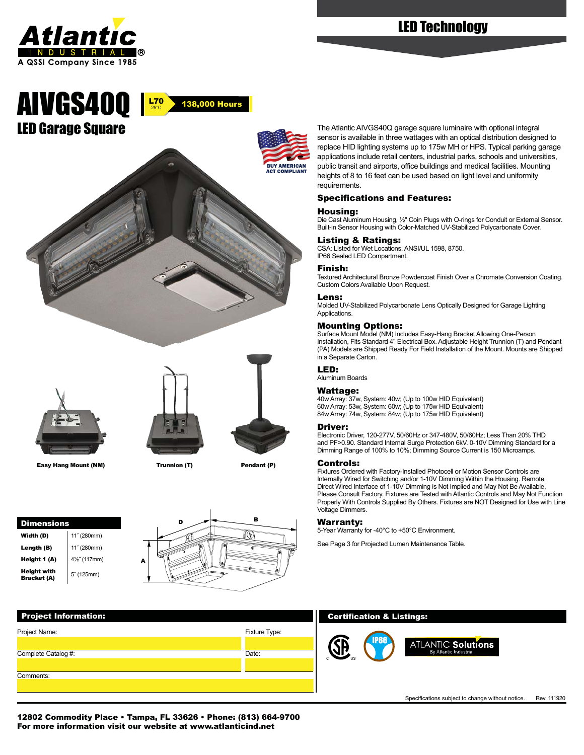# LED Technology

# AIVGS40Q

L70 25°C **138,000 Hours**

## LED Garage Square

BUY AMERICAN ACT COMPLIANT

Easy Hang Mount (NM) | Trunnion (T) | Pendant (P)

| Dimensions | |
|---|---|
| Width (D) | 11" (280mm) |
| Length (B) | 11" (280mm) |
| Height 1 (A) | 4½" (117mm) |
| Height with Bracket (A) | 5" (125mm) |

The Atlantic AIVGS40Q garage square luminaire with optional integral sensor is available in three wattages with an optical distribution designed to replace HID lighting systems up to 175w MH or HPS. Typical parking garage applications include retail centers, industrial parks, schools and universities, public transit and airports, office buildings and medical facilities. Mounting heights of 8 to 16 feet can be used based on light level and uniformity requirements.

### Specifications and Features:

**Housing:**
Die Cast Aluminum Housing, ½" Coin Plugs with O-rings for Conduit or External Sensor. Built-in Sensor Housing with Color-Matched UV-Stabilized Polycarbonate Cover.

**Listing & Ratings:**
CSA: Listed for Wet Locations, ANSI/UL 1598, 8750.
IP66 Sealed LED Compartment.

**Finish:**
Textured Architectural Bronze Powdercoat Finish Over a Chromate Conversion Coating. Custom Colors Available Upon Request.

**Lens:**
Molded UV-Stabilized Polycarbonate Lens Optically Designed for Garage Lighting Applications.

**Mounting Options:**
Surface Mount Model (NM) Includes Easy-Hang Bracket Allowing One-Person Installation, Fits Standard 4" Electrical Box. Adjustable Height Trunnion (T) and Pendant (PA) Models are Shipped Ready For Field Installation of the Mount. Mounts are Shipped in a Separate Carton.

**LED:**
Aluminum Boards

**Wattage:**
40w Array: 37w, System: 40w; (Up to 100w HID Equivalent)
60w Array: 53w, System: 60w; (Up to 175w HID Equivalent)
84w Array: 74w, System: 84w; (Up to 175w HID Equivalent)

**Driver:**
Electronic Driver, 120-277V, 50/60Hz or 347-480V, 50/60Hz; Less Than 20% THD and PF>0.90. Standard Internal Surge Protection 6kV. 0-10V Dimming Standard for a Dimming Range of 100% to 10%; Dimming Source Current is 150 Microamps.

**Controls:**
Fixtures Ordered with Factory-Installed Photocell or Motion Sensor Controls are Internally Wired for Switching and/or 1-10V Dimming Within the Housing. Remote Direct Wired Interface of 1-10V Dimming is Not Implied and May Not Be Available, Please Consult Factory. Fixtures are Tested with Atlantic Controls and May Not Function Properly With Controls Supplied By Others. Fixtures are NOT Designed for Use with Line Voltage Dimmers.

**Warranty:**
5-Year Warranty for -40°C to +50°C Environment.

See Page 3 for Projected Lumen Maintenance Table.

### Project Information:

| Project Name: | Fixture Type: |
|---|---|
| Complete Catalog #: | Date: |
| Comments: | |

### Certification & Listings:

CSA C US | IP66 | ATLANTIC Solutions By Atlantic Industrial

Specifications subject to change without notice. Rev. 111920

**12802 Commodity Place • Tampa, FL 33626 • Phone: (813) 664-9700**
**For more information visit our website at www.atlanticind.net**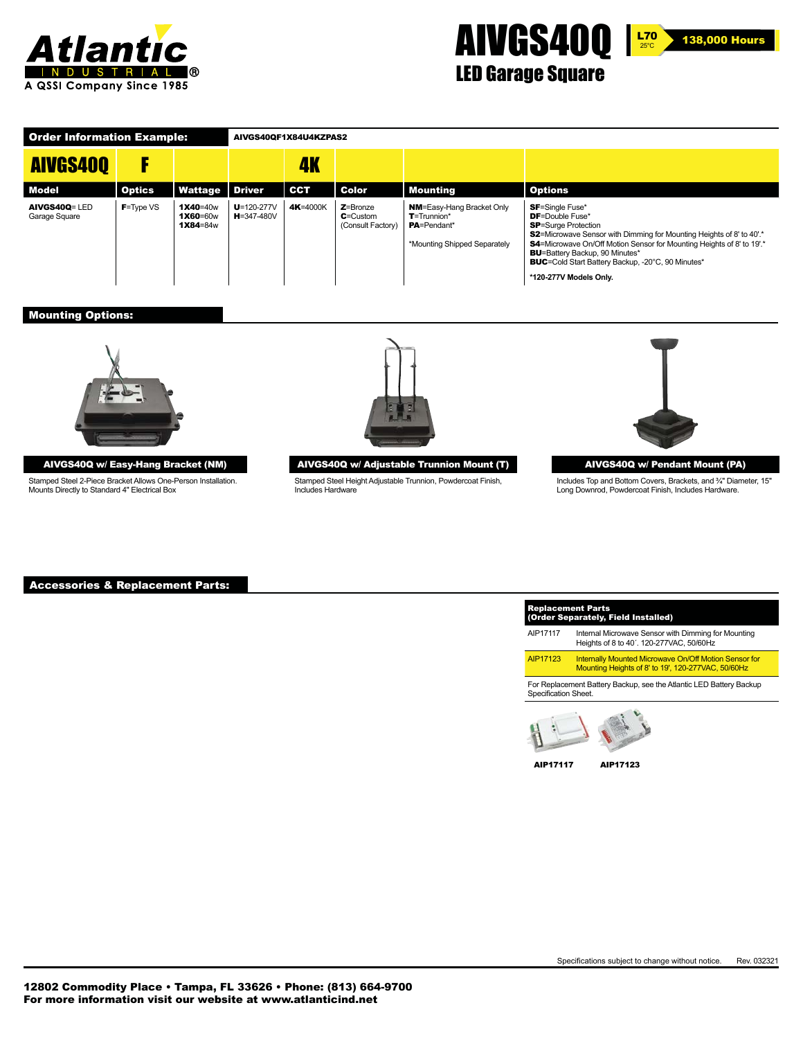# AIVGS40Q

## LED Garage Square

L70 25°C 138,000 Hours

## Order Information Example: AIVGS40QF1X84U4KZPAS2

| AIVGS40Q | F | | | 4K | | | |
|---|---|---|---|---|---|---|---|
| **Model** | **Optics** | **Wattage** | **Driver** | **CCT** | **Color** | **Mounting** | **Options** |
| **AIVGS40Q**= LED Garage Square | **F**=Type VS | **1X40**=40w<br>**1X60**=60w<br>**1X84**=84w | **U**=120-277V<br>**H**=347-480V | **4K**=4000K | **Z**=Bronze<br>**C**=Custom (Consult Factory) | **NM**=Easy-Hang Bracket Only<br>**T**=Trunnion*<br>**PA**=Pendant*<br><br>*Mounting Shipped Separately | **SF**=Single Fuse*<br>**DF**=Double Fuse*<br>**SP**=Surge Protection<br>**S2**=Microwave Sensor with Dimming for Mounting Heights of 8' to 40'.*<br>**S4**=Microwave On/Off Motion Sensor for Mounting Heights of 8' to 19'.*<br>**BU**=Battery Backup, 90 Minutes*<br>**BUC**=Cold Start Battery Backup, -20°C, 90 Minutes*<br><br>***120-277V Models Only.** |

## Mounting Options:

**AIVGS40Q w/ Easy-Hang Bracket (NM)**

Stamped Steel 2-Piece Bracket Allows One-Person Installation. Mounts Directly to Standard 4" Electrical Box

**AIVGS40Q w/ Adjustable Trunnion Mount (T)**

Stamped Steel Height Adjustable Trunnion, Powdercoat Finish, Includes Hardware

**AIVGS40Q w/ Pendant Mount (PA)**

Includes Top and Bottom Covers, Brackets, and ¾" Diameter, 15" Long Downrod, Powdercoat Finish, Includes Hardware.

## Accessories & Replacement Parts:

| Replacement Parts (Order Separately, Field Installed) | |
|---|---|
| AIP17117 | Internal Microwave Sensor with Dimming for Mounting Heights of 8 to 40´. 120-277VAC, 50/60Hz |
| AIP17123 | Internally Mounted Microwave On/Off Motion Sensor for Mounting Heights of 8' to 19', 120-277VAC, 50/60Hz |
| For Replacement Battery Backup, see the Atlantic LED Battery Backup Specification Sheet. | |

**AIP17117** **AIP17123**

Specifications subject to change without notice. Rev. 032321

**12802 Commodity Place • Tampa, FL 33626 • Phone: (813) 664-9700**
**For more information visit our website at www.atlanticind.net**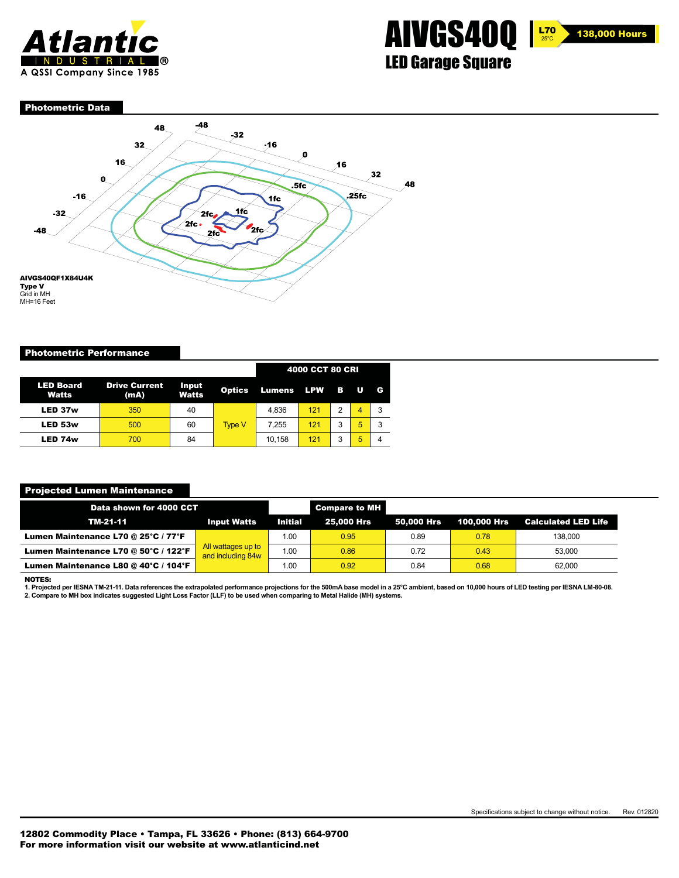Atlantic INDUSTRIAL®
A QSSI Company Since 1985

# AIVGS40Q

L70 25°C 138,000 Hours

## LED Garage Square

### Photometric Data

48
-48
32
-32
16
-16
0
0
16
-16
32
-32
48
-48
.5fc
.25fc
1fc
1fc
2fc
2fc
2fc
2fc

**AIVGS40QF1X84U4K**
**Type V**
Grid in MH
MH=16 Feet

### Photometric Performance

| LED Board Watts | Drive Current (mA) | Input Watts | Optics | 4000 CCT 80 CRI Lumens | LPW | B | U | G |
|---|---|---|---|---|---|---|---|---|
| **LED 37w** | 350 | 40 | Type V | 4,836 | 121 | 2 | 4 | 3 |
| **LED 53w** | 500 | 60 | | 7,255 | 121 | 3 | 5 | 3 |
| **LED 74w** | 700 | 84 | | 10,158 | 121 | 3 | 5 | 4 |

### Projected Lumen Maintenance

| Data shown for 4000 CCT TM-21-11 | Input Watts | Initial | Compare to MH 25,000 Hrs | 50,000 Hrs | 100,000 Hrs | Calculated LED Life |
|---|---|---|---|---|---|---|
| **Lumen Maintenance L70 @ 25°C / 77°F** | All wattages up to and including 84w | 1.00 | 0.95 | 0.89 | 0.78 | 138,000 |
| **Lumen Maintenance L70 @ 50°C / 122°F** | | 1.00 | 0.86 | 0.72 | 0.43 | 53,000 |
| **Lumen Maintenance L80 @ 40°C / 104°F** | | 1.00 | 0.92 | 0.84 | 0.68 | 62,000 |

**NOTES:**
1. Projected per IESNA TM-21-11. Data references the extrapolated performance projections for the 500mA base model in a 25°C ambient, based on 10,000 hours of LED testing per IESNA LM-80-08.
2. Compare to MH box indicates suggested Light Loss Factor (LLF) to be used when comparing to Metal Halide (MH) systems.

Specifications subject to change without notice. Rev. 012820

**12802 Commodity Place • Tampa, FL 33626 • Phone: (813) 664-9700**
**For more information visit our website at www.atlanticind.net**